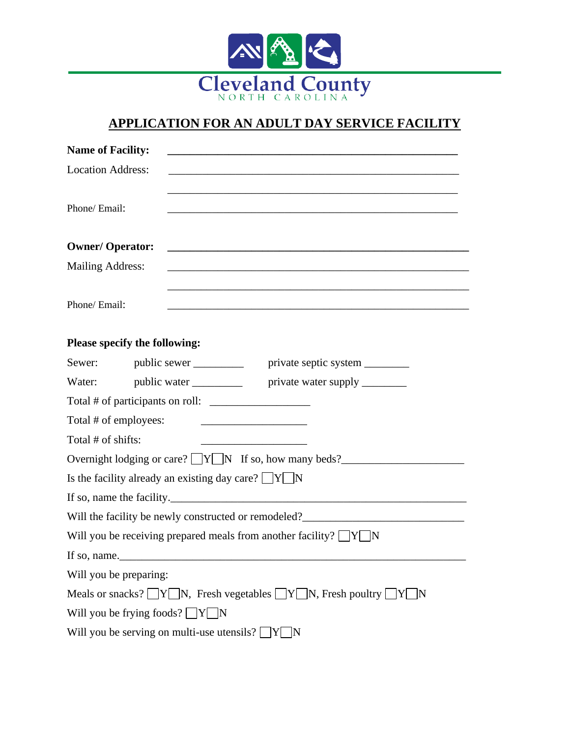Cleveland County

NORTH CAROLINA

# APPLICATION FOR AN ADULT DAY SERVICE FACILITY

**Name of Facility:** ______________________________________________

Location Address: ______________________________________________

______________________________________________

Phone/ Email: ______________________________________________

**Owner/ Operator:** ______________________________________________

Mailing Address: ______________________________________________

______________________________________________

Phone/ Email: ______________________________________________

**Please specify the following:**

Sewer: public sewer _________ private septic system ________

Water: public water _________ private water supply ________

Total # of participants on roll: _________________

Total # of employees: _________________

Total # of shifts: _________________

Overnight lodging or care? ☐Y☐N If so, how many beds?_____________________

Is the facility already an existing day care? ☐Y☐N

If so, name the facility.___________________________________________________

Will the facility be newly constructed or remodeled?____________________________

Will you be receiving prepared meals from another facility? ☐Y☐N

If so, name.______________________________________________________________

Will you be preparing:

Meals or snacks? ☐Y☐N, Fresh vegetables ☐Y☐N, Fresh poultry ☐Y☐N

Will you be frying foods? ☐Y☐N

Will you be serving on multi-use utensils? ☐Y☐N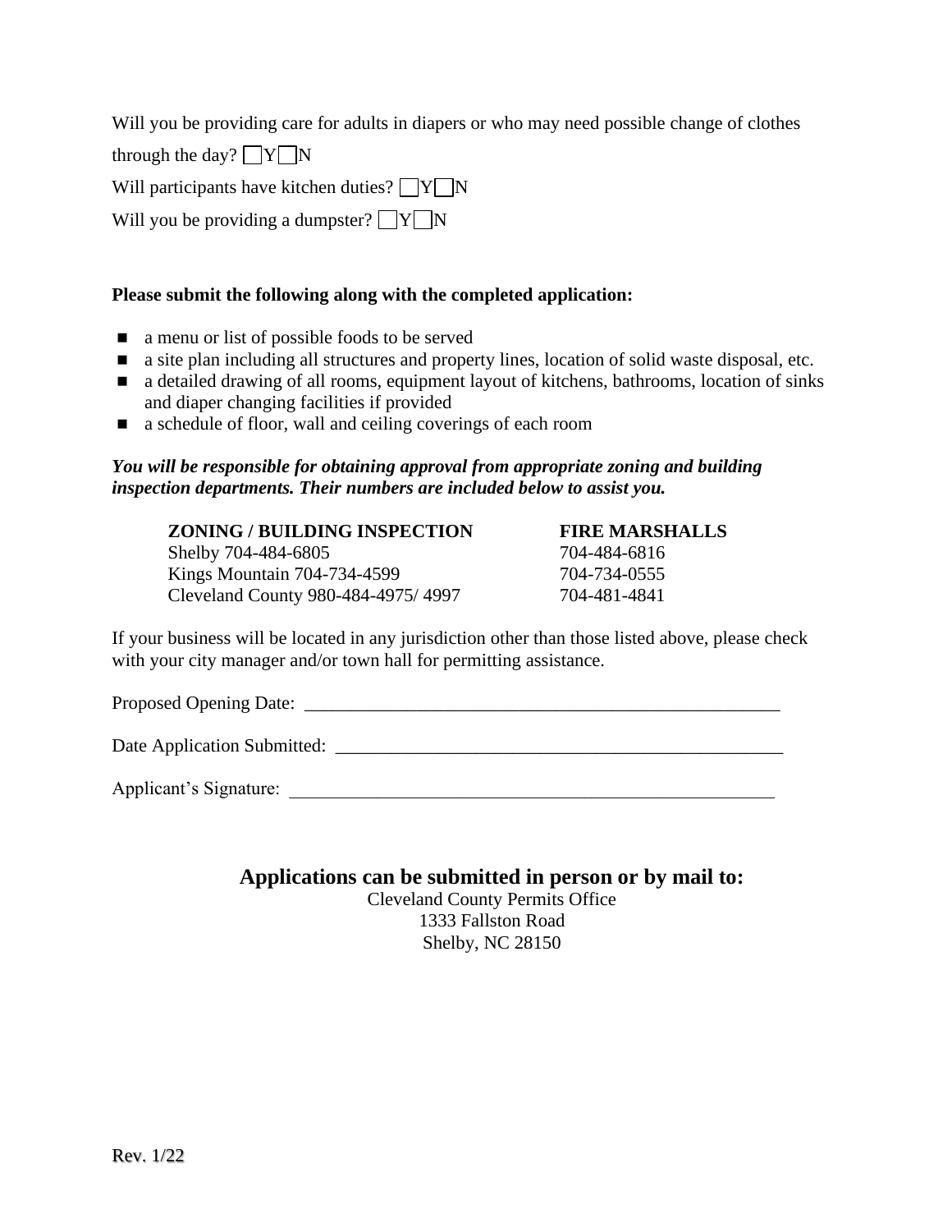Will you be providing care for adults in diapers or who may need possible change of clothes through the day? ☐Y☐N

Will participants have kitchen duties? ☐Y☐N

Will you be providing a dumpster? ☐Y☐N

**Please submit the following along with the completed application:**

- a menu or list of possible foods to be served
- a site plan including all structures and property lines, location of solid waste disposal, etc.
- a detailed drawing of all rooms, equipment layout of kitchens, bathrooms, location of sinks and diaper changing facilities if provided
- a schedule of floor, wall and ceiling coverings of each room

***You will be responsible for obtaining approval from appropriate zoning and building inspection departments. Their numbers are included below to assist you.***

| ZONING / BUILDING INSPECTION | FIRE MARSHALLS |
|---|---|
| Shelby 704-484-6805 | 704-484-6816 |
| Kings Mountain 704-734-4599 | 704-734-0555 |
| Cleveland County 980-484-4975/ 4997 | 704-481-4841 |

If your business will be located in any jurisdiction other than those listed above, please check with your city manager and/or town hall for permitting assistance.

Proposed Opening Date: ______________________________________________________

Date Application Submitted: __________________________________________________

Applicant's Signature: ______________________________________________________

## Applications can be submitted in person or by mail to:

Cleveland County Permits Office
1333 Fallston Road
Shelby, NC 28150

Rev. 1/22